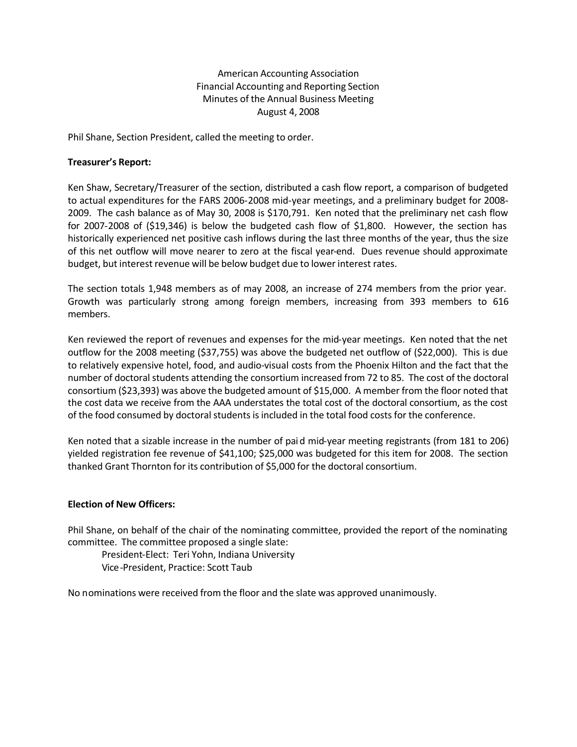American Accounting Association
Financial Accounting and Reporting Section
Minutes of the Annual Business Meeting
August 4, 2008

Phil Shane, Section President, called the meeting to order.

**Treasurer's Report:**

Ken Shaw, Secretary/Treasurer of the section, distributed a cash flow report, a comparison of budgeted to actual expenditures for the FARS 2006-2008 mid-year meetings, and a preliminary budget for 2008-2009. The cash balance as of May 30, 2008 is $170,791. Ken noted that the preliminary net cash flow for 2007-2008 of ($19,346) is below the budgeted cash flow of $1,800. However, the section has historically experienced net positive cash inflows during the last three months of the year, thus the size of this net outflow will move nearer to zero at the fiscal year-end. Dues revenue should approximate budget, but interest revenue will be below budget due to lower interest rates.

The section totals 1,948 members as of may 2008, an increase of 274 members from the prior year. Growth was particularly strong among foreign members, increasing from 393 members to 616 members.

Ken reviewed the report of revenues and expenses for the mid-year meetings. Ken noted that the net outflow for the 2008 meeting ($37,755) was above the budgeted net outflow of ($22,000). This is due to relatively expensive hotel, food, and audio-visual costs from the Phoenix Hilton and the fact that the number of doctoral students attending the consortium increased from 72 to 85. The cost of the doctoral consortium ($23,393) was above the budgeted amount of $15,000. A member from the floor noted that the cost data we receive from the AAA understates the total cost of the doctoral consortium, as the cost of the food consumed by doctoral students is included in the total food costs for the conference.

Ken noted that a sizable increase in the number of paid mid-year meeting registrants (from 181 to 206) yielded registration fee revenue of $41,100; $25,000 was budgeted for this item for 2008. The section thanked Grant Thornton for its contribution of $5,000 for the doctoral consortium.

**Election of New Officers:**

Phil Shane, on behalf of the chair of the nominating committee, provided the report of the nominating committee. The committee proposed a single slate:

President-Elect: Teri Yohn, Indiana University
Vice-President, Practice: Scott Taub

No nominations were received from the floor and the slate was approved unanimously.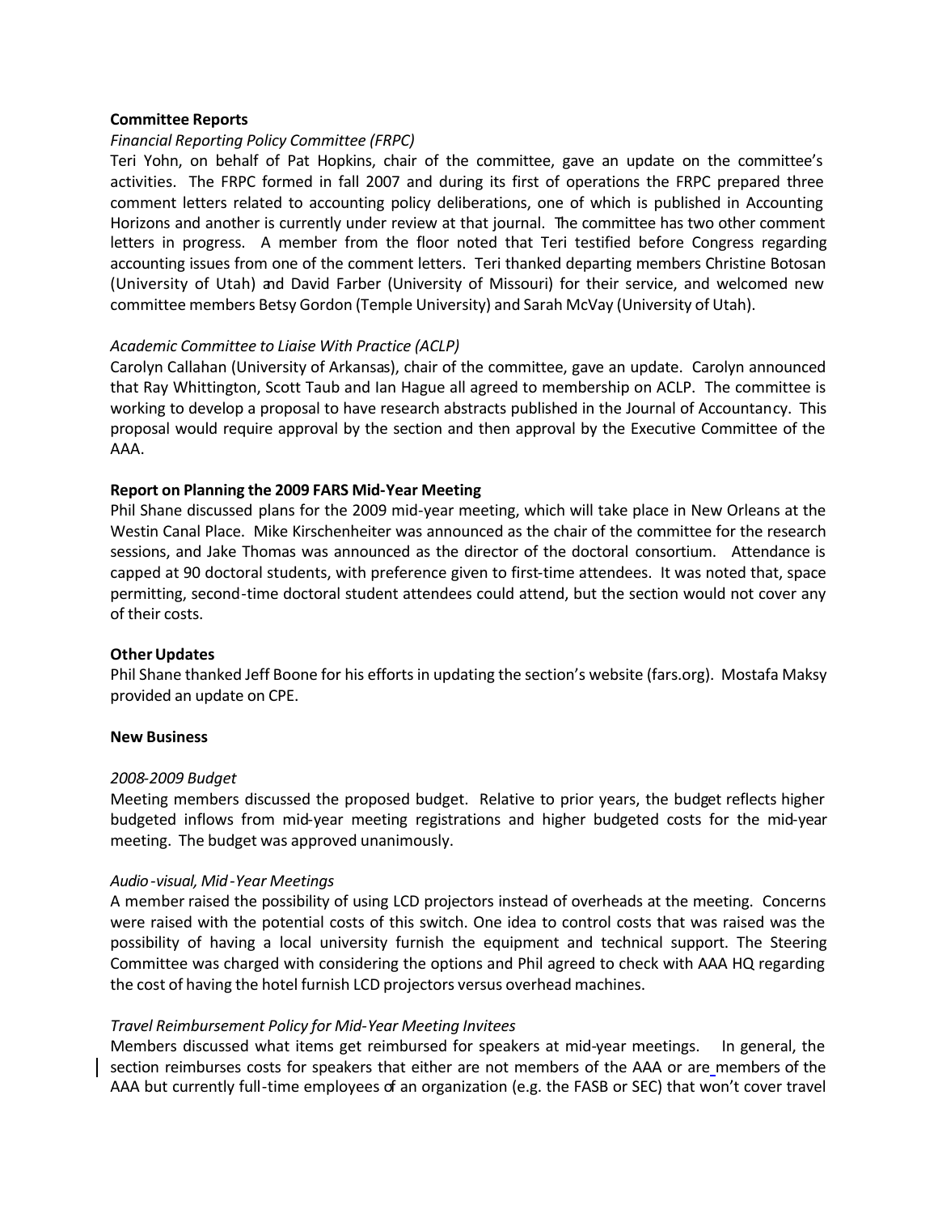**Committee Reports**

*Financial Reporting Policy Committee (FRPC)*

Teri Yohn, on behalf of Pat Hopkins, chair of the committee, gave an update on the committee's activities. The FRPC formed in fall 2007 and during its first of operations the FRPC prepared three comment letters related to accounting policy deliberations, one of which is published in Accounting Horizons and another is currently under review at that journal. The committee has two other comment letters in progress. A member from the floor noted that Teri testified before Congress regarding accounting issues from one of the comment letters. Teri thanked departing members Christine Botosan (University of Utah) and David Farber (University of Missouri) for their service, and welcomed new committee members Betsy Gordon (Temple University) and Sarah McVay (University of Utah).

*Academic Committee to Liaise With Practice (ACLP)*

Carolyn Callahan (University of Arkansas), chair of the committee, gave an update. Carolyn announced that Ray Whittington, Scott Taub and Ian Hague all agreed to membership on ACLP. The committee is working to develop a proposal to have research abstracts published in the Journal of Accountancy. This proposal would require approval by the section and then approval by the Executive Committee of the AAA.

**Report on Planning the 2009 FARS Mid-Year Meeting**

Phil Shane discussed plans for the 2009 mid-year meeting, which will take place in New Orleans at the Westin Canal Place. Mike Kirschenheiter was announced as the chair of the committee for the research sessions, and Jake Thomas was announced as the director of the doctoral consortium. Attendance is capped at 90 doctoral students, with preference given to first-time attendees. It was noted that, space permitting, second-time doctoral student attendees could attend, but the section would not cover any of their costs.

**Other Updates**

Phil Shane thanked Jeff Boone for his efforts in updating the section's website (fars.org). Mostafa Maksy provided an update on CPE.

**New Business**

*2008-2009 Budget*

Meeting members discussed the proposed budget. Relative to prior years, the budget reflects higher budgeted inflows from mid-year meeting registrations and higher budgeted costs for the mid-year meeting. The budget was approved unanimously.

*Audio-visual, Mid-Year Meetings*

A member raised the possibility of using LCD projectors instead of overheads at the meeting. Concerns were raised with the potential costs of this switch. One idea to control costs that was raised was the possibility of having a local university furnish the equipment and technical support. The Steering Committee was charged with considering the options and Phil agreed to check with AAA HQ regarding the cost of having the hotel furnish LCD projectors versus overhead machines.

*Travel Reimbursement Policy for Mid-Year Meeting Invitees*

Members discussed what items get reimbursed for speakers at mid-year meetings. In general, the section reimburses costs for speakers that either are not members of the AAA or are members of the AAA but currently full-time employees of an organization (e.g. the FASB or SEC) that won't cover travel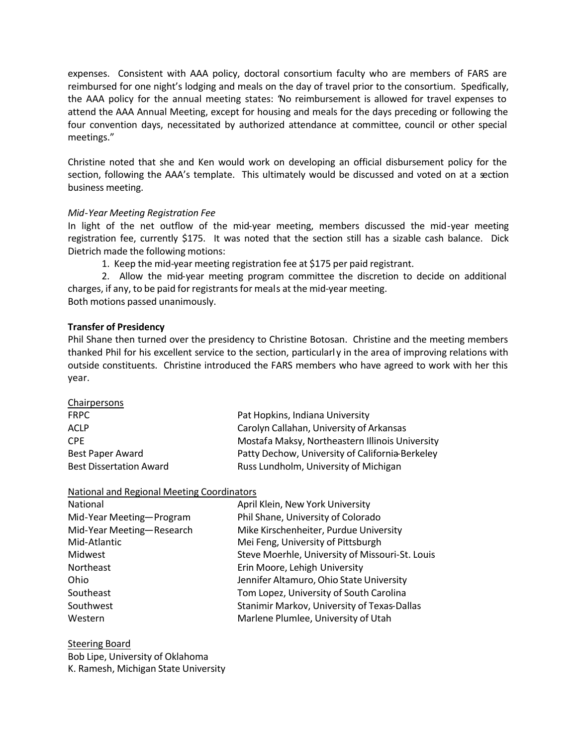expenses. Consistent with AAA policy, doctoral consortium faculty who are members of FARS are reimbursed for one night's lodging and meals on the day of travel prior to the consortium. Specifically, the AAA policy for the annual meeting states: "No reimbursement is allowed for travel expenses to attend the AAA Annual Meeting, except for housing and meals for the days preceding or following the four convention days, necessitated by authorized attendance at committee, council or other special meetings."

Christine noted that she and Ken would work on developing an official disbursement policy for the section, following the AAA's template. This ultimately would be discussed and voted on at a section business meeting.

*Mid-Year Meeting Registration Fee*

In light of the net outflow of the mid-year meeting, members discussed the mid-year meeting registration fee, currently $175. It was noted that the section still has a sizable cash balance. Dick Dietrich made the following motions:

1. Keep the mid-year meeting registration fee at $175 per paid registrant.
2. Allow the mid-year meeting program committee the discretion to decide on additional charges, if any, to be paid for registrants for meals at the mid-year meeting.

Both motions passed unanimously.

**Transfer of Presidency**

Phil Shane then turned over the presidency to Christine Botosan. Christine and the meeting members thanked Phil for his excellent service to the section, particularly in the area of improving relations with outside constituents. Christine introduced the FARS members who have agreed to work with her this year.

Chairpersons

| | |
|---|---|
| FRPC | Pat Hopkins, Indiana University |
| ACLP | Carolyn Callahan, University of Arkansas |
| CPE | Mostafa Maksy, Northeastern Illinois University |
| Best Paper Award | Patty Dechow, University of California-Berkeley |
| Best Dissertation Award | Russ Lundholm, University of Michigan |

National and Regional Meeting Coordinators

| | |
|---|---|
| National | April Klein, New York University |
| Mid-Year Meeting—Program | Phil Shane, University of Colorado |
| Mid-Year Meeting—Research | Mike Kirschenheiter, Purdue University |
| Mid-Atlantic | Mei Feng, University of Pittsburgh |
| Midwest | Steve Moerhle, University of Missouri-St. Louis |
| Northeast | Erin Moore, Lehigh University |
| Ohio | Jennifer Altamuro, Ohio State University |
| Southeast | Tom Lopez, University of South Carolina |
| Southwest | Stanimir Markov, University of Texas-Dallas |
| Western | Marlene Plumlee, University of Utah |

Steering Board

Bob Lipe, University of Oklahoma
K. Ramesh, Michigan State University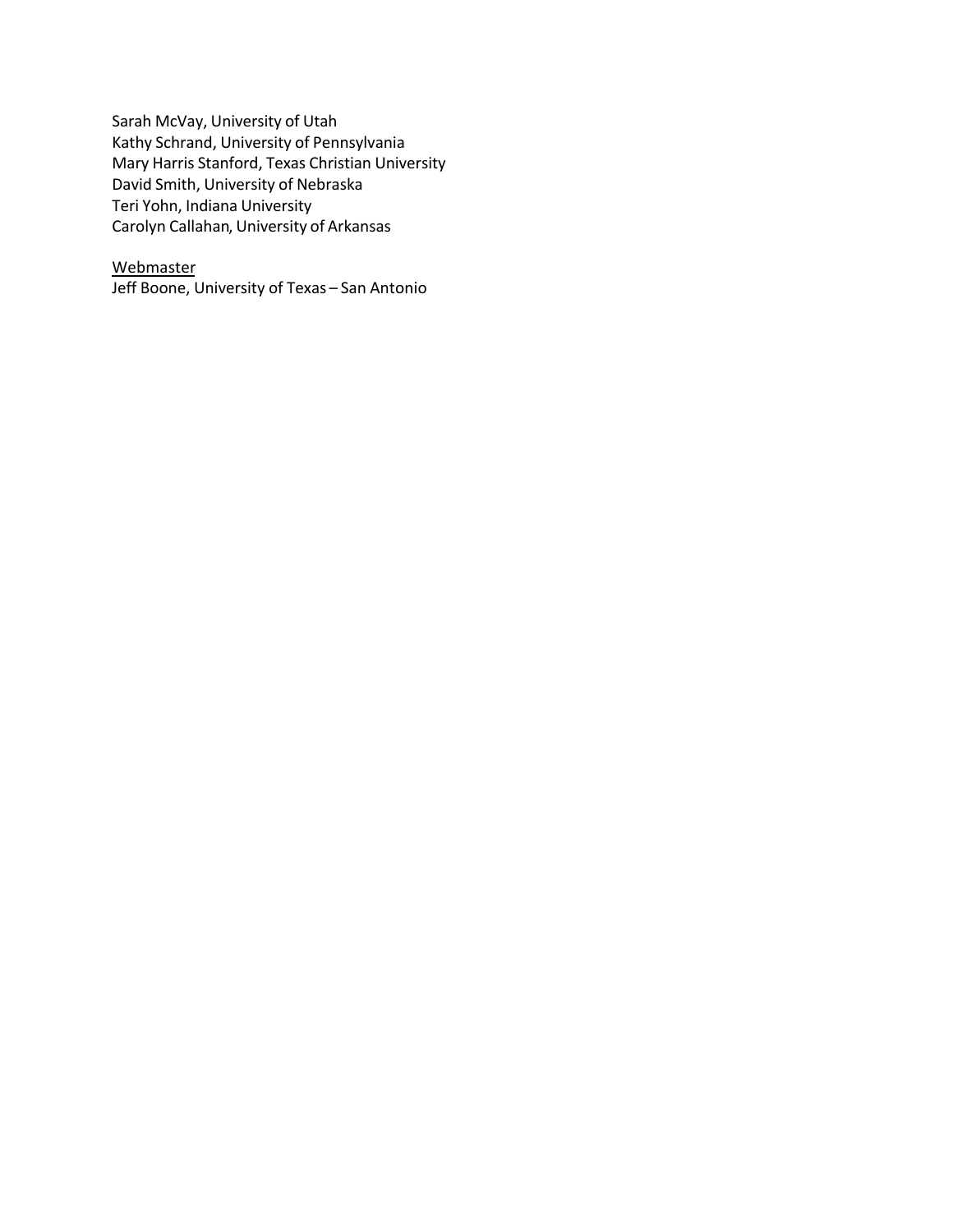Sarah McVay, University of Utah
Kathy Schrand, University of Pennsylvania
Mary Harris Stanford, Texas Christian University
David Smith, University of Nebraska
Teri Yohn, Indiana University
Carolyn Callahan, University of Arkansas

<u>Webmaster</u>
Jeff Boone, University of Texas – San Antonio